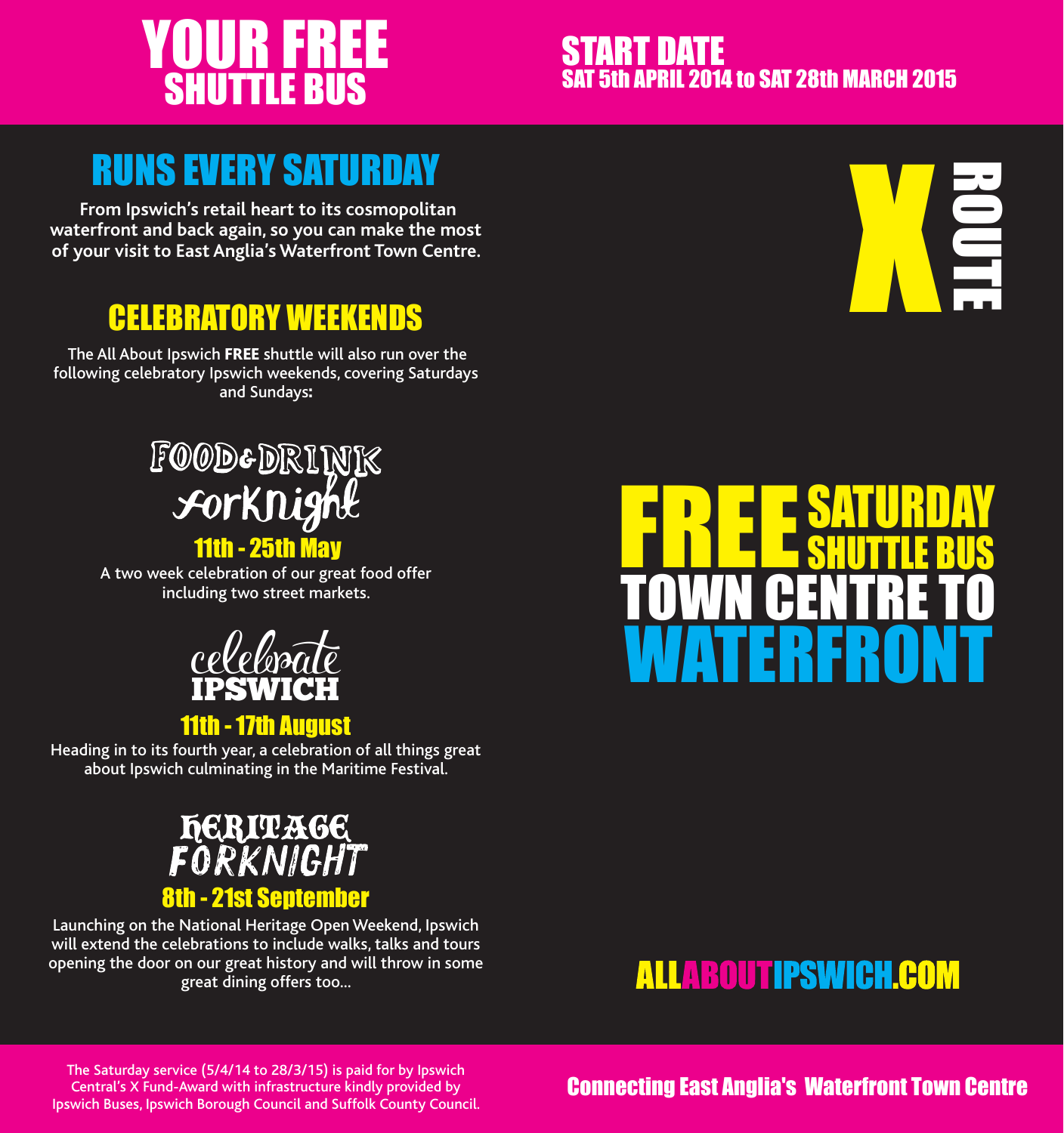# YOUR FREE SHUTTLE BUS

## START DATE
**SAT 5th APRIL 2014 to SAT 28th MARCH 2015**

## RUNS EVERY SATURDAY

**From Ipswich's retail heart to its cosmopolitan waterfront and back again, so you can make the most of your visit to East Anglia's Waterfront Town Centre.**

## CELEBRATORY WEEKENDS

The All About Ipswich **FREE** shuttle will also run over the following celebratory Ipswich weekends, covering Saturdays and Sundays**:**

### FOOD & DRINK Forknight
**11th - 25th May**

A two week celebration of our great food offer including two street markets.

### celebrate IPSWICH
**11th - 17th August**

Heading in to its fourth year, a celebration of all things great about Ipswich culminating in the Maritime Festival.

### HERITAGE FORKNIGHT
**8th - 21st September**

Launching on the National Heritage Open Weekend, Ipswich will extend the celebrations to include walks, talks and tours opening the door on our great history and will throw in some great dining offers too...

# X ROUTE

# FREE SATURDAY SHUTTLE BUS TOWN CENTRE TO WATERFRONT

**ALLABOUTIPSWICH.COM**

The Saturday service (5/4/14 to 28/3/15) is paid for by Ipswich Central's X Fund-Award with infrastructure kindly provided by Ipswich Buses, Ipswich Borough Council and Suffolk County Council.

**Connecting East Anglia's Waterfront Town Centre**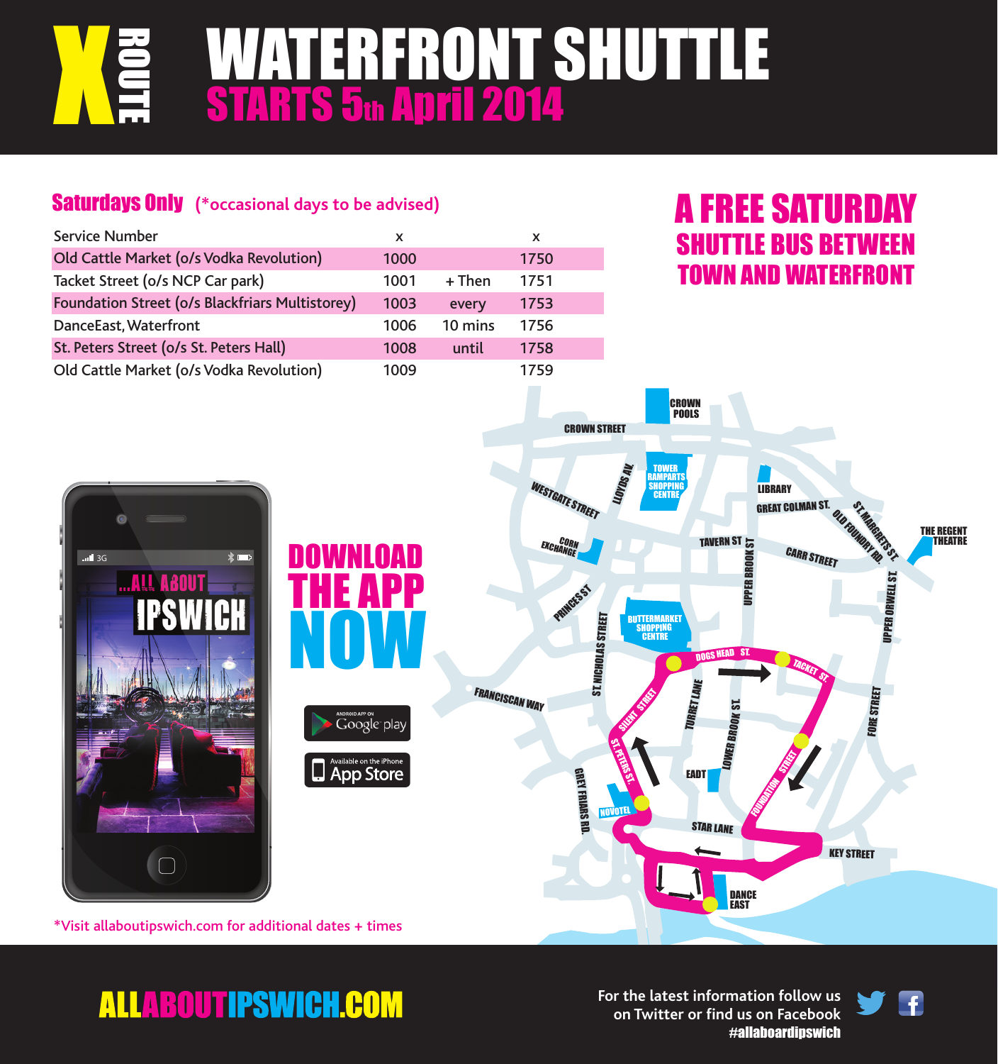# X ROUTE WATERFRONT SHUTTLE

## STARTS 5th April 2014

**Saturdays Only** (*occasional days to be advised)

| Service Number | x | | x |
|---|---|---|---|
| Old Cattle Market (o/s Vodka Revolution) | 1000 | | 1750 |
| Tacket Street (o/s NCP Car park) | 1001 | + Then | 1751 |
| Foundation Street (o/s Blackfriars Multistorey) | 1003 | every | 1753 |
| DanceEast, Waterfront | 1006 | 10 mins | 1756 |
| St. Peters Street (o/s St. Peters Hall) | 1008 | until | 1758 |
| Old Cattle Market (o/s Vodka Revolution) | 1009 | | 1759 |

## A FREE SATURDAY SHUTTLE BUS BETWEEN TOWN AND WATERFRONT

CROWN POOLS
CROWN STREET
TOWER RAMPARTS SHOPPING CENTRE
LLOYDS AV.
WESTGATE STREET
LIBRARY
GREAT COLMAN ST.
ST. MARGRETS ST.
OLD FOUNDRY RD.
THE REGENT THEATRE
CORN EXCHANGE
TAVERN ST
CARR STREET
UPPER BROOK ST
UPPER ORWELL ST.
PRINCES ST
BUTTERMARKET SHOPPING CENTRE
ST. NICHOLAS STREET
DOGS HEAD ST.
TACKET ST.
FRANCISCAN WAY
SILENT STREET
TURRET LANE
LOWER BROOK ST.
FORE STREET
FOUNDATION STREET
ST. PETERS ST.
EADT
GREY FRIARS RD.
NOVOTEL
STAR LANE
KEY STREET
DANCE EAST

## DOWNLOAD THE APP NOW

...ALL ABOUT IPSWICH

ANDROID APP ON Google play

Available on the iPhone App Store

*Visit allaboutipswich.com for additional dates + times

ALLABOUTIPSWICH.COM

For the latest information follow us on Twitter or find us on Facebook
#allaboardipswich